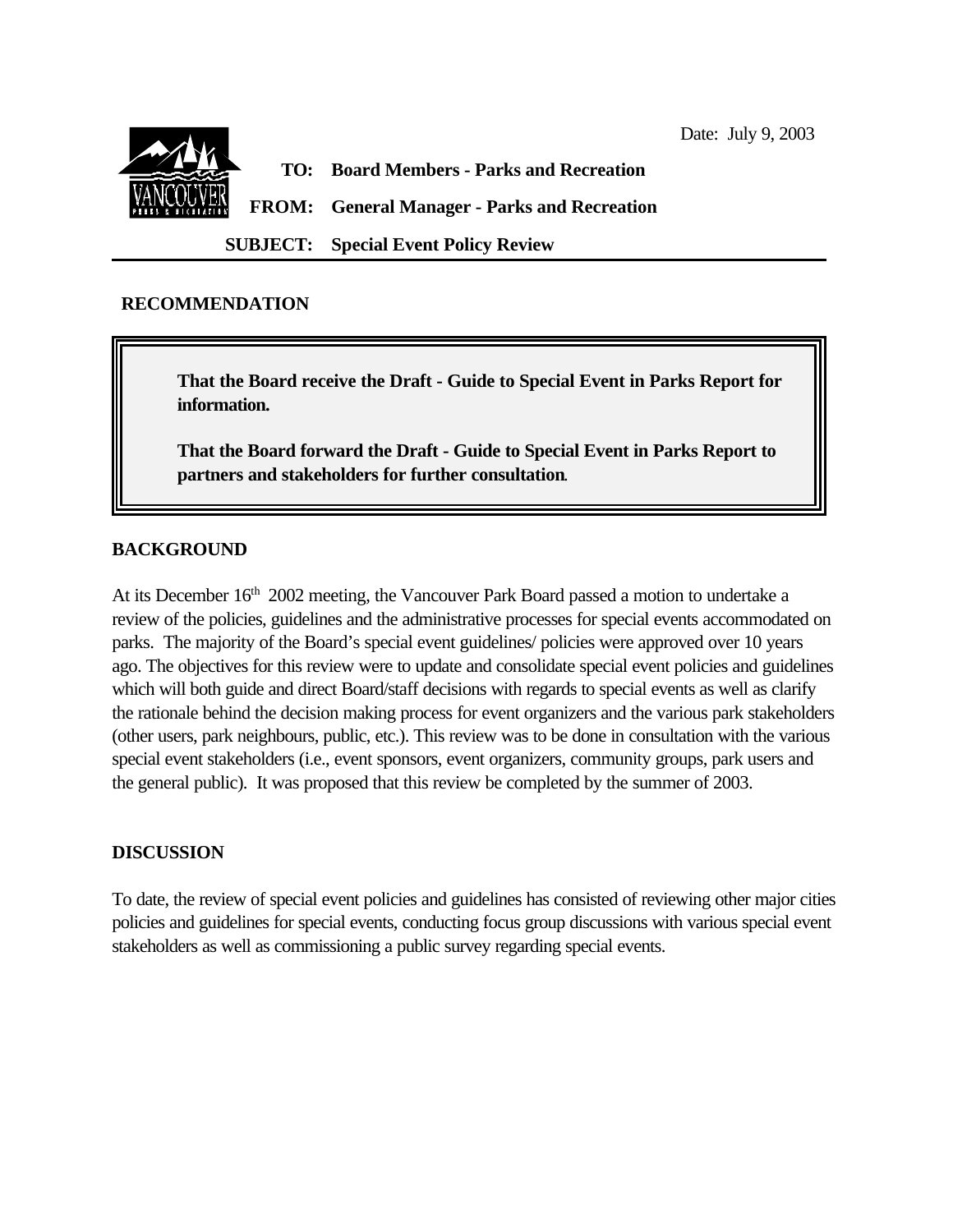Date: July 9, 2003

**TO:** Board Members - Parks and Recreation

**FROM:** General Manager - Parks and Recreation

**SUBJECT:** Special Event Policy Review

## RECOMMENDATION

> **That the Board receive the Draft - Guide to Special Event in Parks Report for information.**
>
> **That the Board forward the Draft - Guide to Special Event in Parks Report to partners and stakeholders for further consultation.**

## BACKGROUND

At its December 16th 2002 meeting, the Vancouver Park Board passed a motion to undertake a review of the policies, guidelines and the administrative processes for special events accommodated on parks. The majority of the Board's special event guidelines/ policies were approved over 10 years ago. The objectives for this review were to update and consolidate special event policies and guidelines which will both guide and direct Board/staff decisions with regards to special events as well as clarify the rationale behind the decision making process for event organizers and the various park stakeholders (other users, park neighbours, public, etc.). This review was to be done in consultation with the various special event stakeholders (i.e., event sponsors, event organizers, community groups, park users and the general public). It was proposed that this review be completed by the summer of 2003.

## DISCUSSION

To date, the review of special event policies and guidelines has consisted of reviewing other major cities policies and guidelines for special events, conducting focus group discussions with various special event stakeholders as well as commissioning a public survey regarding special events.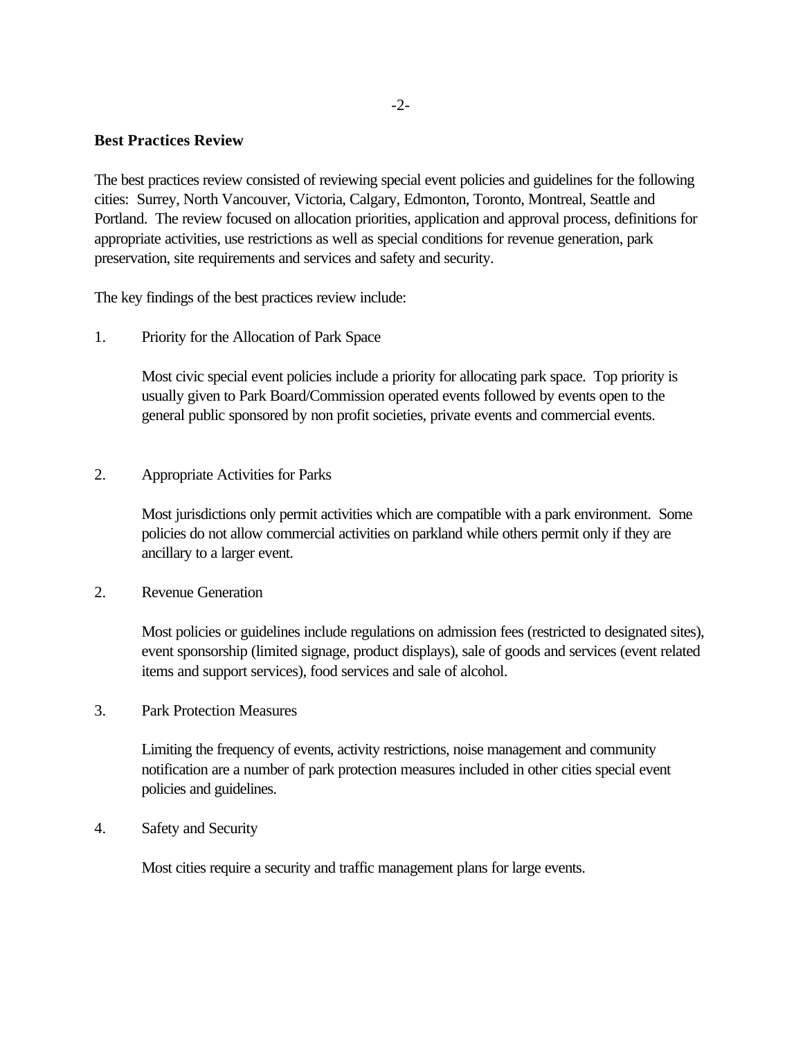**Best Practices Review**

The best practices review consisted of reviewing special event policies and guidelines for the following cities: Surrey, North Vancouver, Victoria, Calgary, Edmonton, Toronto, Montreal, Seattle and Portland. The review focused on allocation priorities, application and approval process, definitions for appropriate activities, use restrictions as well as special conditions for revenue generation, park preservation, site requirements and services and safety and security.

The key findings of the best practices review include:

1. Priority for the Allocation of Park Space

   Most civic special event policies include a priority for allocating park space. Top priority is usually given to Park Board/Commission operated events followed by events open to the general public sponsored by non profit societies, private events and commercial events.

2. Appropriate Activities for Parks

   Most jurisdictions only permit activities which are compatible with a park environment. Some policies do not allow commercial activities on parkland while others permit only if they are ancillary to a larger event.

2. Revenue Generation

   Most policies or guidelines include regulations on admission fees (restricted to designated sites), event sponsorship (limited signage, product displays), sale of goods and services (event related items and support services), food services and sale of alcohol.

3. Park Protection Measures

   Limiting the frequency of events, activity restrictions, noise management and community notification are a number of park protection measures included in other cities special event policies and guidelines.

4. Safety and Security

   Most cities require a security and traffic management plans for large events.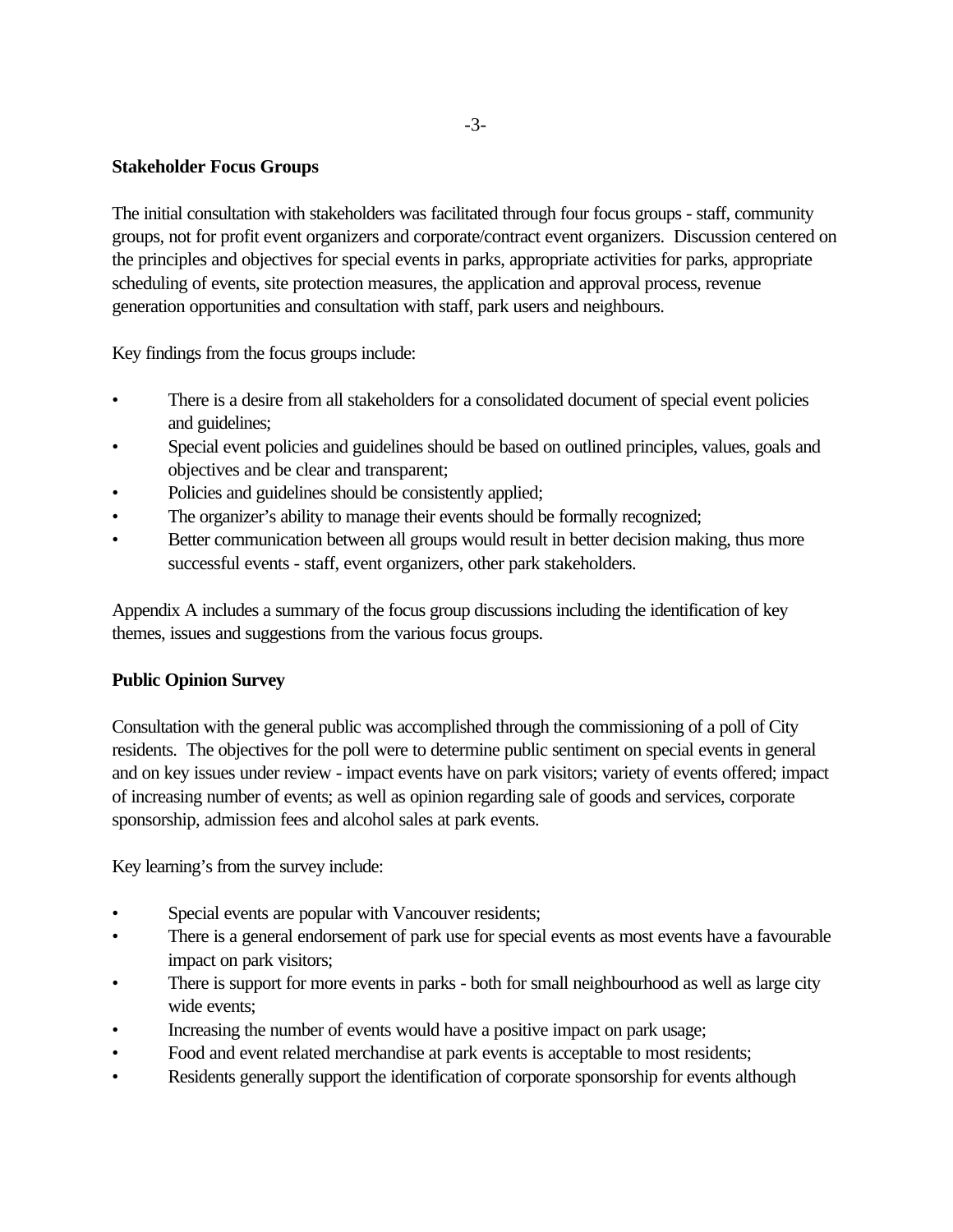**Stakeholder Focus Groups**

The initial consultation with stakeholders was facilitated through four focus groups - staff, community groups, not for profit event organizers and corporate/contract event organizers. Discussion centered on the principles and objectives for special events in parks, appropriate activities for parks, appropriate scheduling of events, site protection measures, the application and approval process, revenue generation opportunities and consultation with staff, park users and neighbours.

Key findings from the focus groups include:

- There is a desire from all stakeholders for a consolidated document of special event policies and guidelines;
- Special event policies and guidelines should be based on outlined principles, values, goals and objectives and be clear and transparent;
- Policies and guidelines should be consistently applied;
- The organizer's ability to manage their events should be formally recognized;
- Better communication between all groups would result in better decision making, thus more successful events - staff, event organizers, other park stakeholders.

Appendix A includes a summary of the focus group discussions including the identification of key themes, issues and suggestions from the various focus groups.

**Public Opinion Survey**

Consultation with the general public was accomplished through the commissioning of a poll of City residents. The objectives for the poll were to determine public sentiment on special events in general and on key issues under review - impact events have on park visitors; variety of events offered; impact of increasing number of events; as well as opinion regarding sale of goods and services, corporate sponsorship, admission fees and alcohol sales at park events.

Key learning's from the survey include:

- Special events are popular with Vancouver residents;
- There is a general endorsement of park use for special events as most events have a favourable impact on park visitors;
- There is support for more events in parks - both for small neighbourhood as well as large city wide events;
- Increasing the number of events would have a positive impact on park usage;
- Food and event related merchandise at park events is acceptable to most residents;
- Residents generally support the identification of corporate sponsorship for events although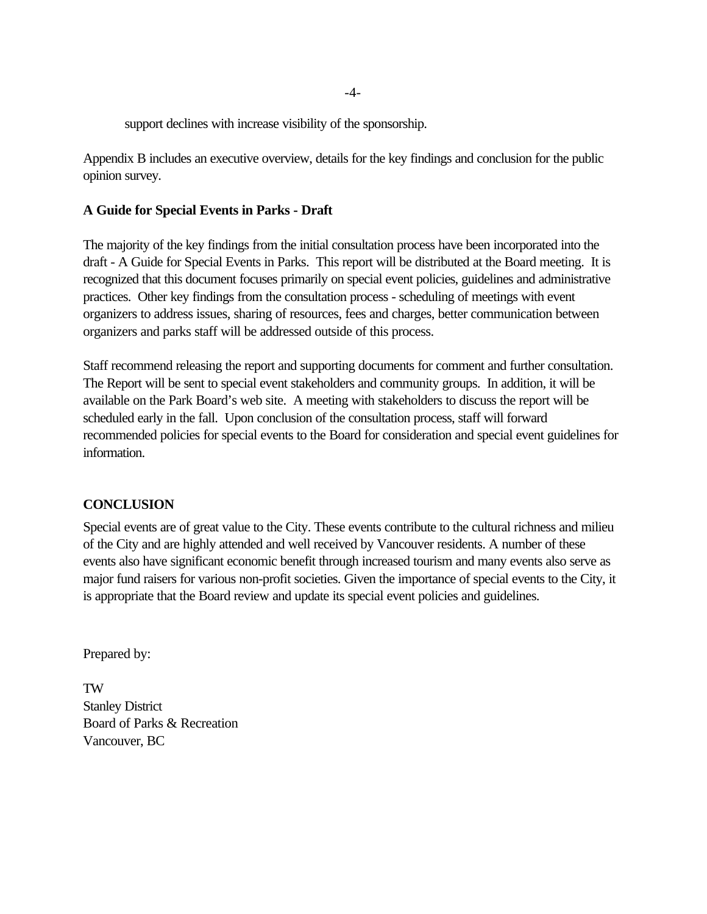support declines with increase visibility of the sponsorship.

Appendix B includes an executive overview, details for the key findings and conclusion for the public opinion survey.

**A Guide for Special Events in Parks - Draft**

The majority of the key findings from the initial consultation process have been incorporated into the draft - A Guide for Special Events in Parks. This report will be distributed at the Board meeting. It is recognized that this document focuses primarily on special event policies, guidelines and administrative practices. Other key findings from the consultation process - scheduling of meetings with event organizers to address issues, sharing of resources, fees and charges, better communication between organizers and parks staff will be addressed outside of this process.

Staff recommend releasing the report and supporting documents for comment and further consultation. The Report will be sent to special event stakeholders and community groups. In addition, it will be available on the Park Board's web site. A meeting with stakeholders to discuss the report will be scheduled early in the fall. Upon conclusion of the consultation process, staff will forward recommended policies for special events to the Board for consideration and special event guidelines for information.

**CONCLUSION**

Special events are of great value to the City. These events contribute to the cultural richness and milieu of the City and are highly attended and well received by Vancouver residents. A number of these events also have significant economic benefit through increased tourism and many events also serve as major fund raisers for various non-profit societies. Given the importance of special events to the City, it is appropriate that the Board review and update its special event policies and guidelines.

Prepared by:

TW
Stanley District
Board of Parks & Recreation
Vancouver, BC